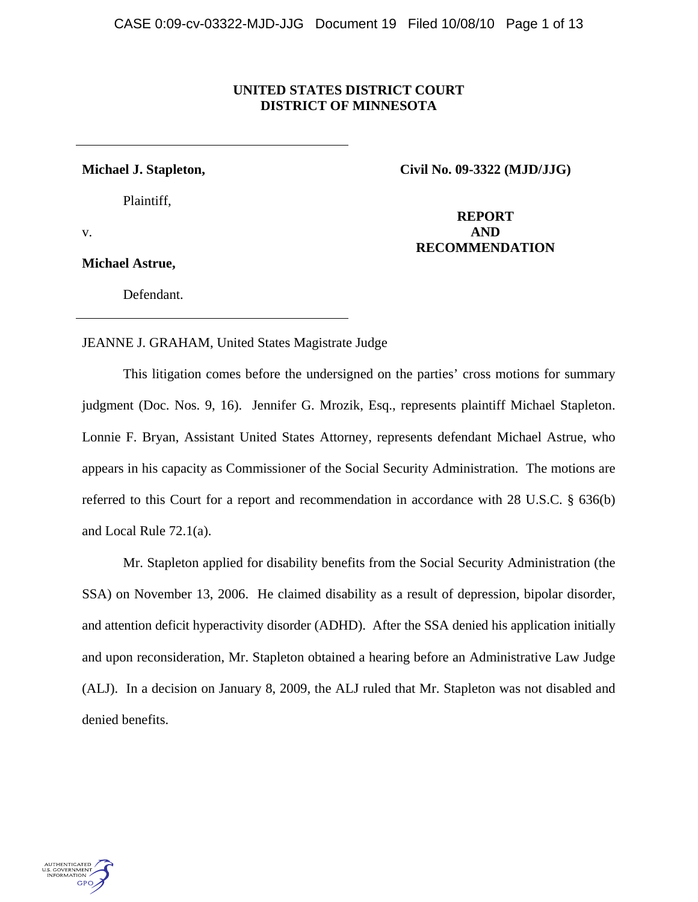**UNITED STATES DISTRICT COURT**
**DISTRICT OF MINNESOTA**

---

**Michael J. Stapleton,**

Plaintiff,

v.

**Michael Astrue,**

Defendant.

---

**Civil No. 09-3322 (MJD/JJG)**

**REPORT AND RECOMMENDATION**

JEANNE J. GRAHAM, United States Magistrate Judge

This litigation comes before the undersigned on the parties' cross motions for summary judgment (Doc. Nos. 9, 16). Jennifer G. Mrozik, Esq., represents plaintiff Michael Stapleton. Lonnie F. Bryan, Assistant United States Attorney, represents defendant Michael Astrue, who appears in his capacity as Commissioner of the Social Security Administration. The motions are referred to this Court for a report and recommendation in accordance with 28 U.S.C. § 636(b) and Local Rule 72.1(a).

Mr. Stapleton applied for disability benefits from the Social Security Administration (the SSA) on November 13, 2006. He claimed disability as a result of depression, bipolar disorder, and attention deficit hyperactivity disorder (ADHD). After the SSA denied his application initially and upon reconsideration, Mr. Stapleton obtained a hearing before an Administrative Law Judge (ALJ). In a decision on January 8, 2009, the ALJ ruled that Mr. Stapleton was not disabled and denied benefits.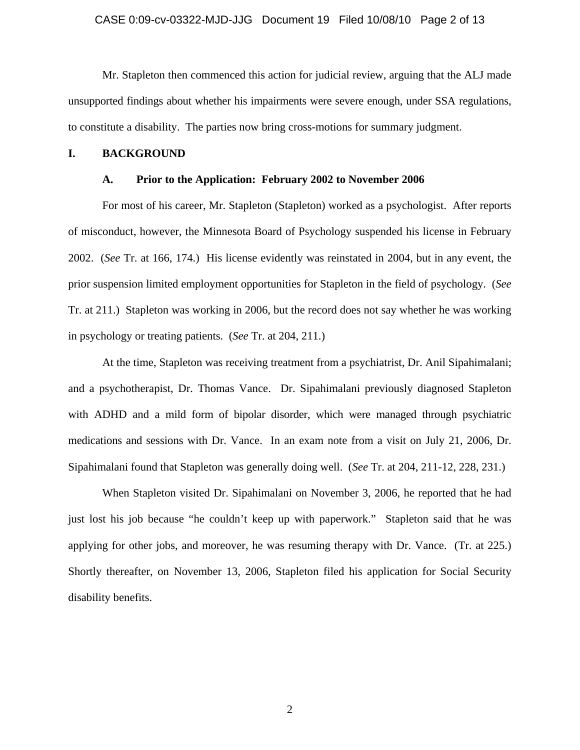Mr. Stapleton then commenced this action for judicial review, arguing that the ALJ made unsupported findings about whether his impairments were severe enough, under SSA regulations, to constitute a disability. The parties now bring cross-motions for summary judgment.

## I. BACKGROUND

### A. Prior to the Application: February 2002 to November 2006

For most of his career, Mr. Stapleton (Stapleton) worked as a psychologist. After reports of misconduct, however, the Minnesota Board of Psychology suspended his license in February 2002. (*See* Tr. at 166, 174.) His license evidently was reinstated in 2004, but in any event, the prior suspension limited employment opportunities for Stapleton in the field of psychology. (*See* Tr. at 211.) Stapleton was working in 2006, but the record does not say whether he was working in psychology or treating patients. (*See* Tr. at 204, 211.)

At the time, Stapleton was receiving treatment from a psychiatrist, Dr. Anil Sipahimalani; and a psychotherapist, Dr. Thomas Vance. Dr. Sipahimalani previously diagnosed Stapleton with ADHD and a mild form of bipolar disorder, which were managed through psychiatric medications and sessions with Dr. Vance. In an exam note from a visit on July 21, 2006, Dr. Sipahimalani found that Stapleton was generally doing well. (*See* Tr. at 204, 211-12, 228, 231.)

When Stapleton visited Dr. Sipahimalani on November 3, 2006, he reported that he had just lost his job because "he couldn't keep up with paperwork." Stapleton said that he was applying for other jobs, and moreover, he was resuming therapy with Dr. Vance. (Tr. at 225.) Shortly thereafter, on November 13, 2006, Stapleton filed his application for Social Security disability benefits.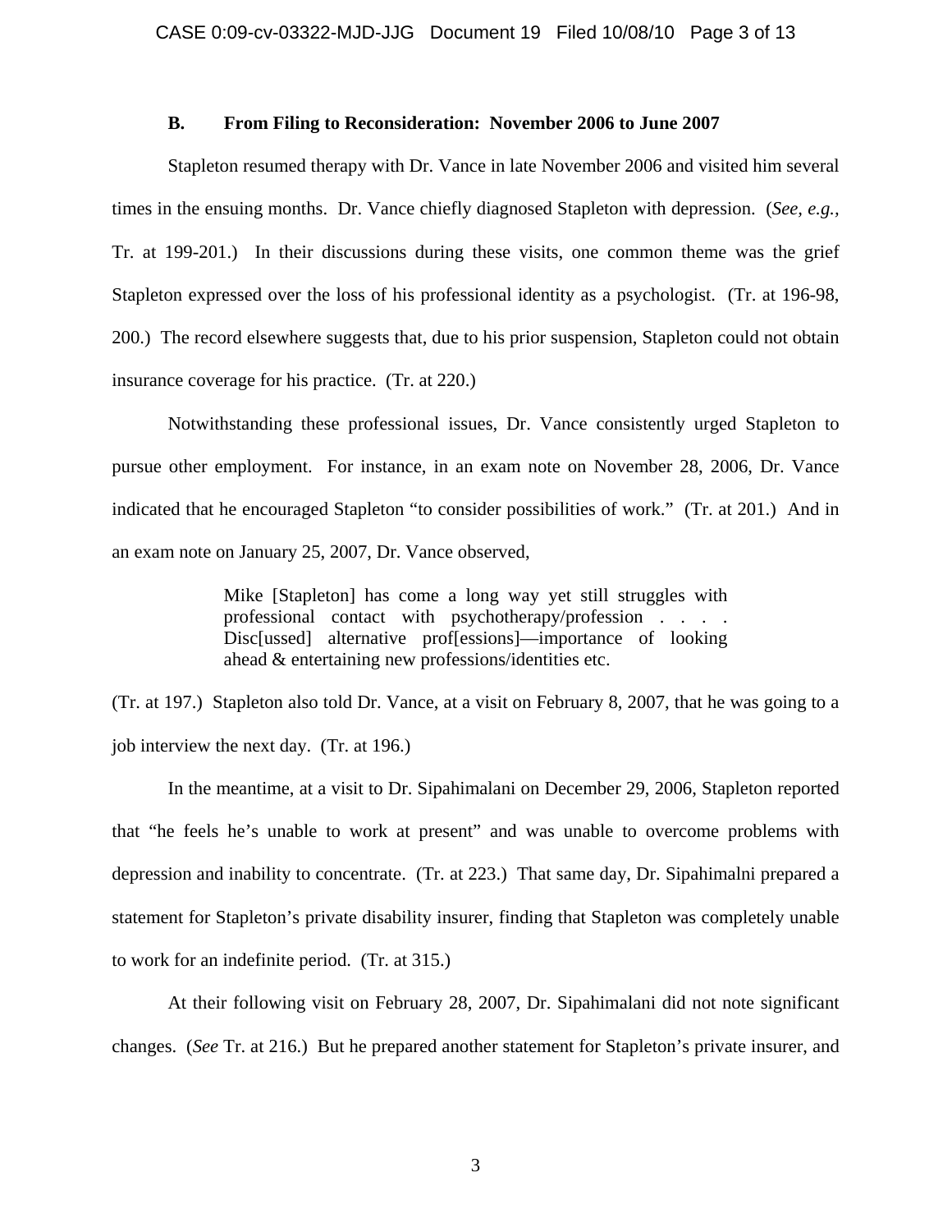### B. From Filing to Reconsideration: November 2006 to June 2007

Stapleton resumed therapy with Dr. Vance in late November 2006 and visited him several times in the ensuing months. Dr. Vance chiefly diagnosed Stapleton with depression. (*See, e.g.,* Tr. at 199-201.) In their discussions during these visits, one common theme was the grief Stapleton expressed over the loss of his professional identity as a psychologist. (Tr. at 196-98, 200.) The record elsewhere suggests that, due to his prior suspension, Stapleton could not obtain insurance coverage for his practice. (Tr. at 220.)

Notwithstanding these professional issues, Dr. Vance consistently urged Stapleton to pursue other employment. For instance, in an exam note on November 28, 2006, Dr. Vance indicated that he encouraged Stapleton "to consider possibilities of work." (Tr. at 201.) And in an exam note on January 25, 2007, Dr. Vance observed,

> Mike [Stapleton] has come a long way yet still struggles with professional contact with psychotherapy/profession . . . . Disc[ussed] alternative prof[essions]—importance of looking ahead & entertaining new professions/identities etc.

(Tr. at 197.) Stapleton also told Dr. Vance, at a visit on February 8, 2007, that he was going to a job interview the next day. (Tr. at 196.)

In the meantime, at a visit to Dr. Sipahimalani on December 29, 2006, Stapleton reported that "he feels he's unable to work at present" and was unable to overcome problems with depression and inability to concentrate. (Tr. at 223.) That same day, Dr. Sipahimalni prepared a statement for Stapleton's private disability insurer, finding that Stapleton was completely unable to work for an indefinite period. (Tr. at 315.)

At their following visit on February 28, 2007, Dr. Sipahimalani did not note significant changes. (*See* Tr. at 216.) But he prepared another statement for Stapleton's private insurer, and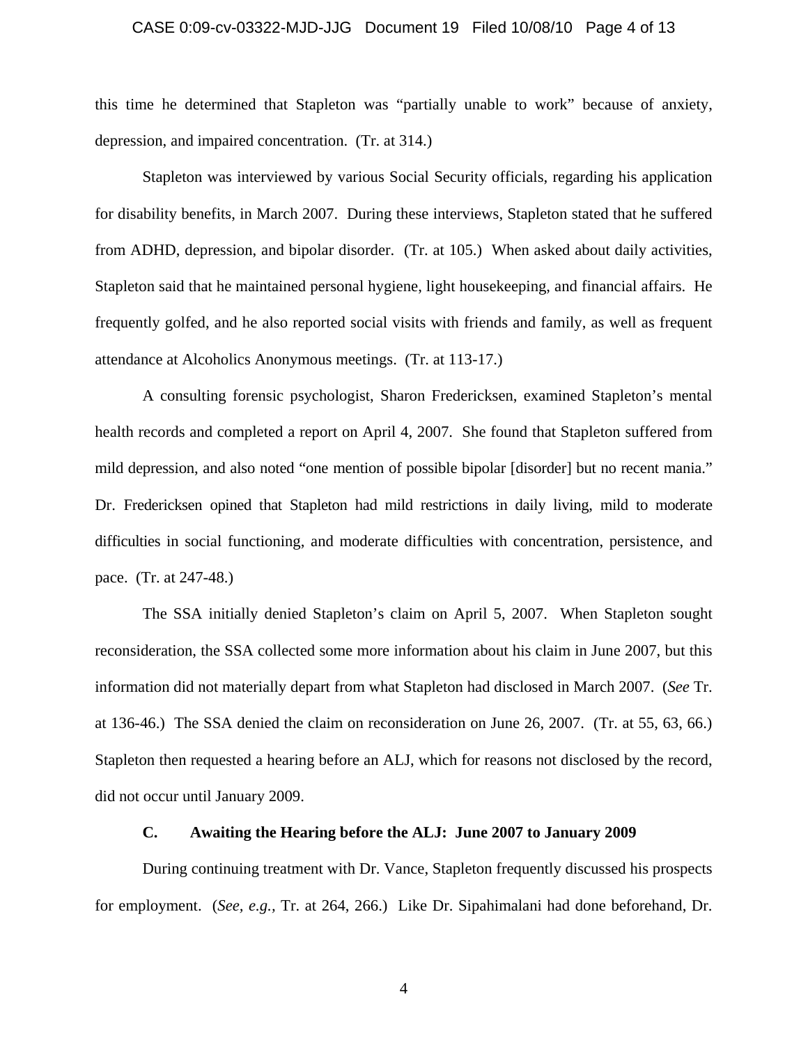this time he determined that Stapleton was "partially unable to work" because of anxiety, depression, and impaired concentration. (Tr. at 314.)

Stapleton was interviewed by various Social Security officials, regarding his application for disability benefits, in March 2007. During these interviews, Stapleton stated that he suffered from ADHD, depression, and bipolar disorder. (Tr. at 105.) When asked about daily activities, Stapleton said that he maintained personal hygiene, light housekeeping, and financial affairs. He frequently golfed, and he also reported social visits with friends and family, as well as frequent attendance at Alcoholics Anonymous meetings. (Tr. at 113-17.)

A consulting forensic psychologist, Sharon Fredericksen, examined Stapleton's mental health records and completed a report on April 4, 2007. She found that Stapleton suffered from mild depression, and also noted "one mention of possible bipolar [disorder] but no recent mania." Dr. Fredericksen opined that Stapleton had mild restrictions in daily living, mild to moderate difficulties in social functioning, and moderate difficulties with concentration, persistence, and pace. (Tr. at 247-48.)

The SSA initially denied Stapleton's claim on April 5, 2007. When Stapleton sought reconsideration, the SSA collected some more information about his claim in June 2007, but this information did not materially depart from what Stapleton had disclosed in March 2007. (*See* Tr. at 136-46.) The SSA denied the claim on reconsideration on June 26, 2007. (Tr. at 55, 63, 66.) Stapleton then requested a hearing before an ALJ, which for reasons not disclosed by the record, did not occur until January 2009.

### C. Awaiting the Hearing before the ALJ: June 2007 to January 2009

During continuing treatment with Dr. Vance, Stapleton frequently discussed his prospects for employment. (*See, e.g.*, Tr. at 264, 266.) Like Dr. Sipahimalani had done beforehand, Dr.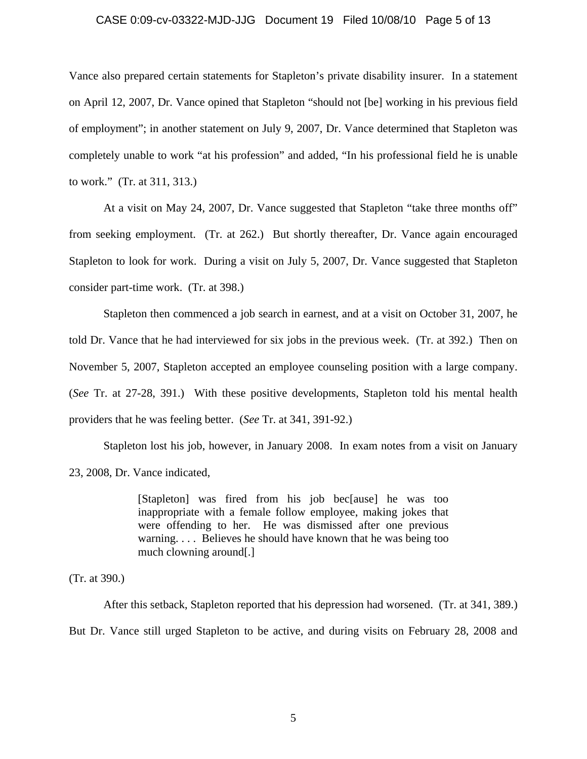Vance also prepared certain statements for Stapleton's private disability insurer. In a statement on April 12, 2007, Dr. Vance opined that Stapleton "should not [be] working in his previous field of employment"; in another statement on July 9, 2007, Dr. Vance determined that Stapleton was completely unable to work "at his profession" and added, "In his professional field he is unable to work." (Tr. at 311, 313.)

At a visit on May 24, 2007, Dr. Vance suggested that Stapleton "take three months off" from seeking employment. (Tr. at 262.) But shortly thereafter, Dr. Vance again encouraged Stapleton to look for work. During a visit on July 5, 2007, Dr. Vance suggested that Stapleton consider part-time work. (Tr. at 398.)

Stapleton then commenced a job search in earnest, and at a visit on October 31, 2007, he told Dr. Vance that he had interviewed for six jobs in the previous week. (Tr. at 392.) Then on November 5, 2007, Stapleton accepted an employee counseling position with a large company. (*See* Tr. at 27-28, 391.) With these positive developments, Stapleton told his mental health providers that he was feeling better. (*See* Tr. at 341, 391-92.)

Stapleton lost his job, however, in January 2008. In exam notes from a visit on January 23, 2008, Dr. Vance indicated,

> [Stapleton] was fired from his job bec[ause] he was too inappropriate with a female follow employee, making jokes that were offending to her. He was dismissed after one previous warning. . . . Believes he should have known that he was being too much clowning around[.]

(Tr. at 390.)

After this setback, Stapleton reported that his depression had worsened. (Tr. at 341, 389.) But Dr. Vance still urged Stapleton to be active, and during visits on February 28, 2008 and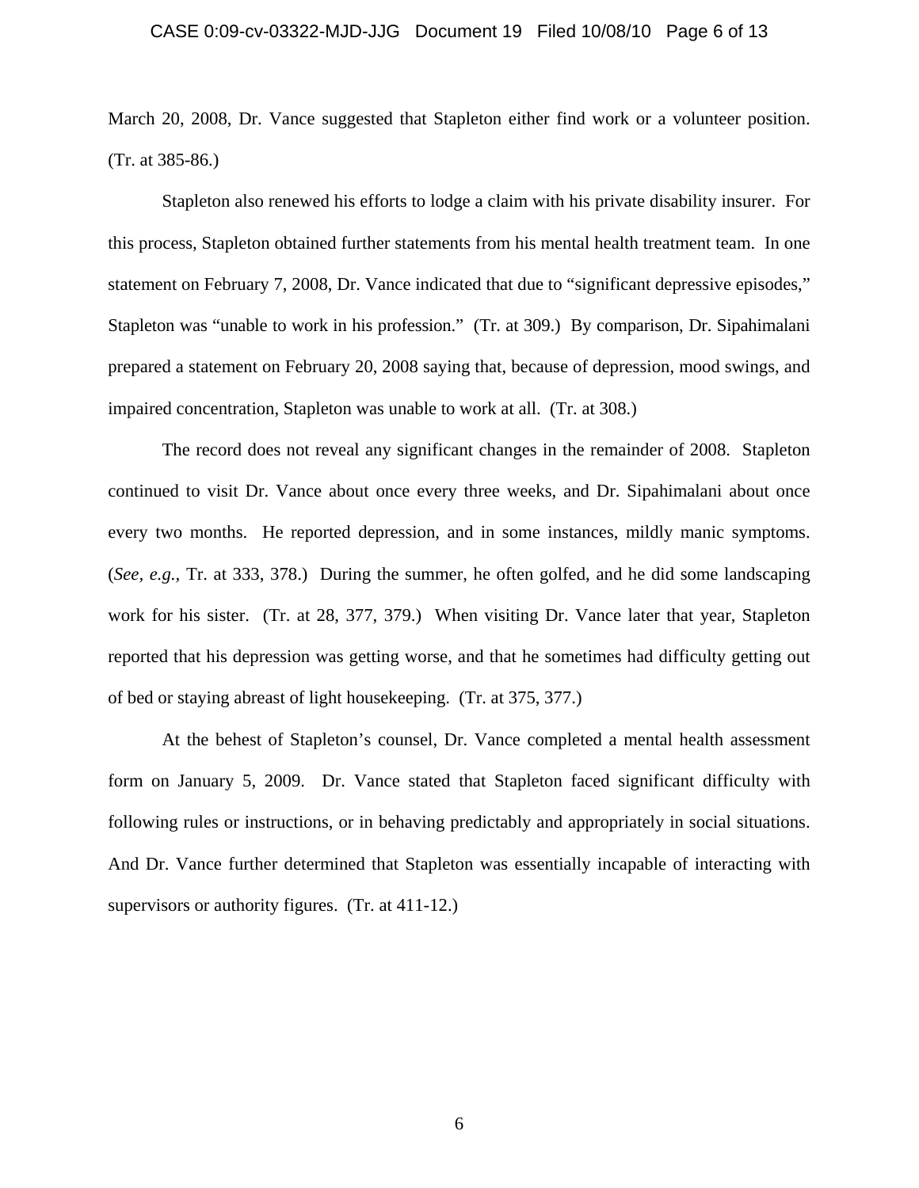March 20, 2008, Dr. Vance suggested that Stapleton either find work or a volunteer position. (Tr. at 385-86.)

Stapleton also renewed his efforts to lodge a claim with his private disability insurer. For this process, Stapleton obtained further statements from his mental health treatment team. In one statement on February 7, 2008, Dr. Vance indicated that due to "significant depressive episodes," Stapleton was "unable to work in his profession." (Tr. at 309.) By comparison, Dr. Sipahimalani prepared a statement on February 20, 2008 saying that, because of depression, mood swings, and impaired concentration, Stapleton was unable to work at all. (Tr. at 308.)

The record does not reveal any significant changes in the remainder of 2008. Stapleton continued to visit Dr. Vance about once every three weeks, and Dr. Sipahimalani about once every two months. He reported depression, and in some instances, mildly manic symptoms. (*See, e.g.*, Tr. at 333, 378.) During the summer, he often golfed, and he did some landscaping work for his sister. (Tr. at 28, 377, 379.) When visiting Dr. Vance later that year, Stapleton reported that his depression was getting worse, and that he sometimes had difficulty getting out of bed or staying abreast of light housekeeping. (Tr. at 375, 377.)

At the behest of Stapleton's counsel, Dr. Vance completed a mental health assessment form on January 5, 2009. Dr. Vance stated that Stapleton faced significant difficulty with following rules or instructions, or in behaving predictably and appropriately in social situations. And Dr. Vance further determined that Stapleton was essentially incapable of interacting with supervisors or authority figures. (Tr. at 411-12.)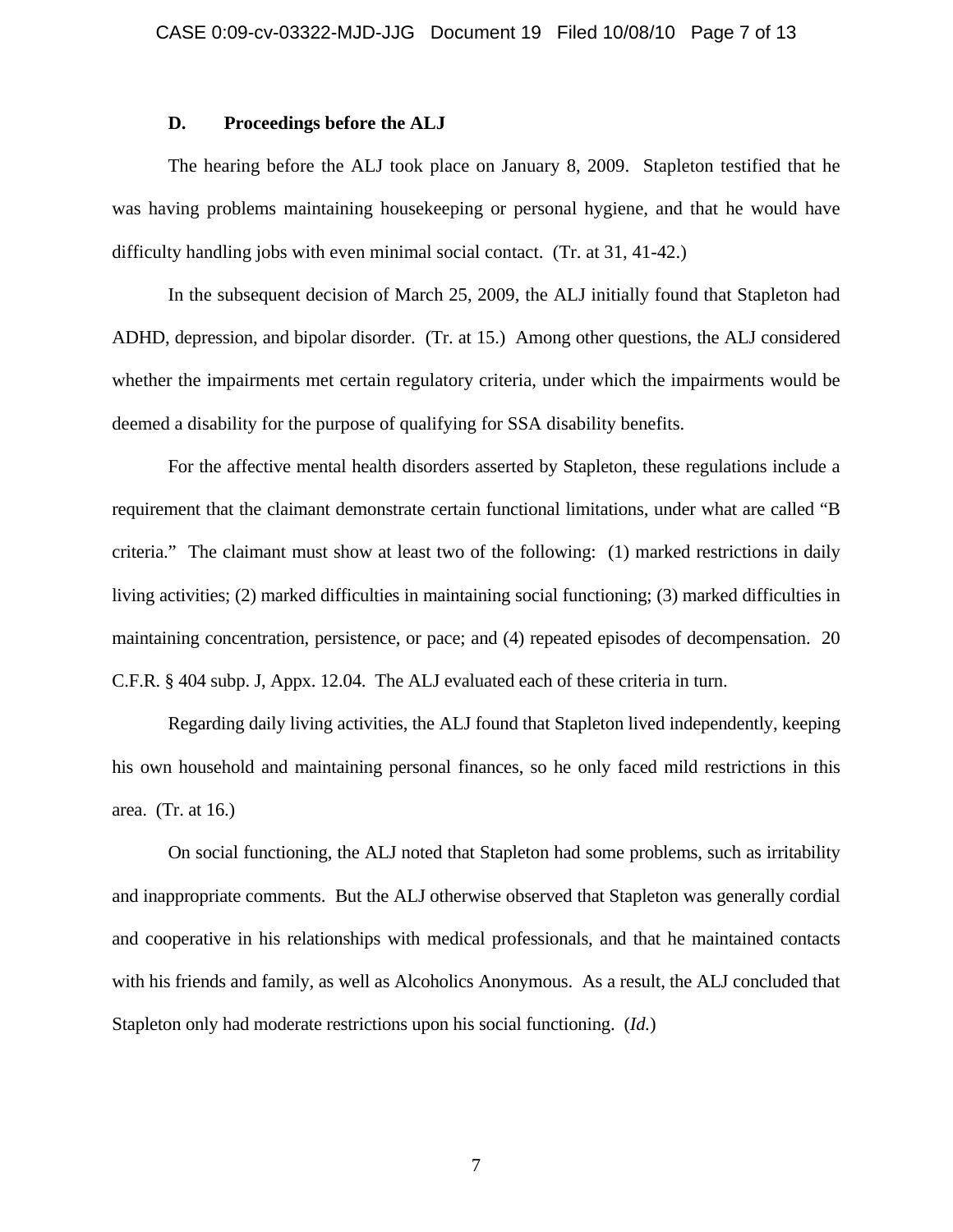### D. Proceedings before the ALJ

The hearing before the ALJ took place on January 8, 2009. Stapleton testified that he was having problems maintaining housekeeping or personal hygiene, and that he would have difficulty handling jobs with even minimal social contact. (Tr. at 31, 41-42.)

In the subsequent decision of March 25, 2009, the ALJ initially found that Stapleton had ADHD, depression, and bipolar disorder. (Tr. at 15.) Among other questions, the ALJ considered whether the impairments met certain regulatory criteria, under which the impairments would be deemed a disability for the purpose of qualifying for SSA disability benefits.

For the affective mental health disorders asserted by Stapleton, these regulations include a requirement that the claimant demonstrate certain functional limitations, under what are called "B criteria." The claimant must show at least two of the following: (1) marked restrictions in daily living activities; (2) marked difficulties in maintaining social functioning; (3) marked difficulties in maintaining concentration, persistence, or pace; and (4) repeated episodes of decompensation. 20 C.F.R. § 404 subp. J, Appx. 12.04. The ALJ evaluated each of these criteria in turn.

Regarding daily living activities, the ALJ found that Stapleton lived independently, keeping his own household and maintaining personal finances, so he only faced mild restrictions in this area. (Tr. at 16.)

On social functioning, the ALJ noted that Stapleton had some problems, such as irritability and inappropriate comments. But the ALJ otherwise observed that Stapleton was generally cordial and cooperative in his relationships with medical professionals, and that he maintained contacts with his friends and family, as well as Alcoholics Anonymous. As a result, the ALJ concluded that Stapleton only had moderate restrictions upon his social functioning. (*Id.*)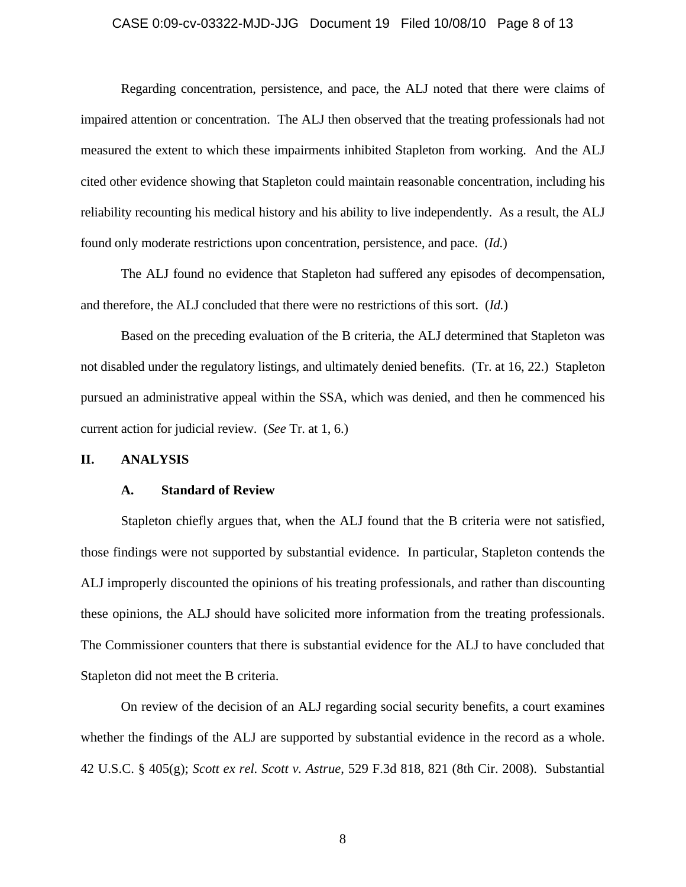Regarding concentration, persistence, and pace, the ALJ noted that there were claims of impaired attention or concentration. The ALJ then observed that the treating professionals had not measured the extent to which these impairments inhibited Stapleton from working. And the ALJ cited other evidence showing that Stapleton could maintain reasonable concentration, including his reliability recounting his medical history and his ability to live independently. As a result, the ALJ found only moderate restrictions upon concentration, persistence, and pace. (*Id.*)

The ALJ found no evidence that Stapleton had suffered any episodes of decompensation, and therefore, the ALJ concluded that there were no restrictions of this sort. (*Id.*)

Based on the preceding evaluation of the B criteria, the ALJ determined that Stapleton was not disabled under the regulatory listings, and ultimately denied benefits. (Tr. at 16, 22.) Stapleton pursued an administrative appeal within the SSA, which was denied, and then he commenced his current action for judicial review. (*See* Tr. at 1, 6.)

## II. ANALYSIS

### A. Standard of Review

Stapleton chiefly argues that, when the ALJ found that the B criteria were not satisfied, those findings were not supported by substantial evidence. In particular, Stapleton contends the ALJ improperly discounted the opinions of his treating professionals, and rather than discounting these opinions, the ALJ should have solicited more information from the treating professionals. The Commissioner counters that there is substantial evidence for the ALJ to have concluded that Stapleton did not meet the B criteria.

On review of the decision of an ALJ regarding social security benefits, a court examines whether the findings of the ALJ are supported by substantial evidence in the record as a whole. 42 U.S.C. § 405(g); *Scott ex rel. Scott v. Astrue*, 529 F.3d 818, 821 (8th Cir. 2008). Substantial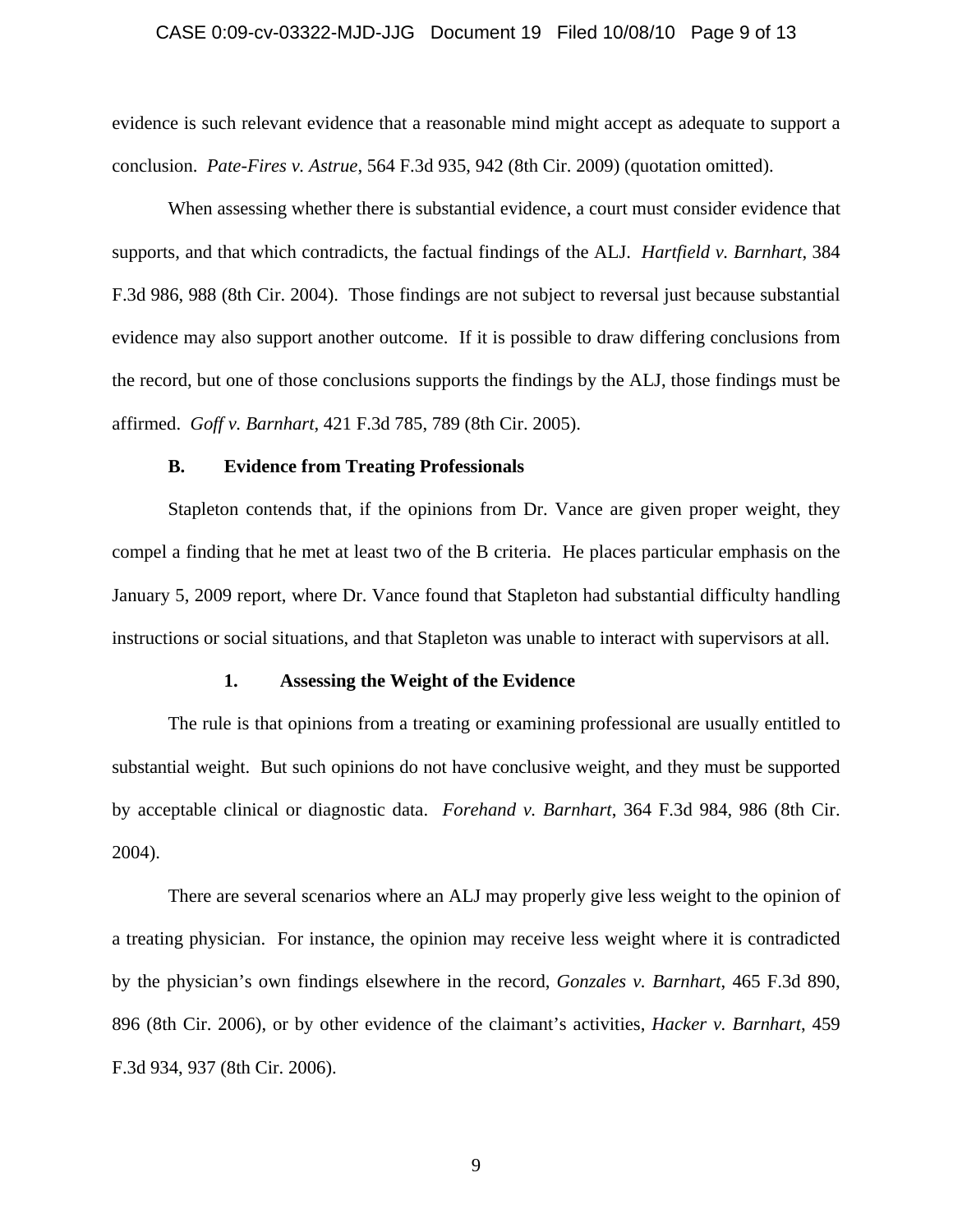evidence is such relevant evidence that a reasonable mind might accept as adequate to support a conclusion. *Pate-Fires v. Astrue*, 564 F.3d 935, 942 (8th Cir. 2009) (quotation omitted).

When assessing whether there is substantial evidence, a court must consider evidence that supports, and that which contradicts, the factual findings of the ALJ. *Hartfield v. Barnhart*, 384 F.3d 986, 988 (8th Cir. 2004). Those findings are not subject to reversal just because substantial evidence may also support another outcome. If it is possible to draw differing conclusions from the record, but one of those conclusions supports the findings by the ALJ, those findings must be affirmed. *Goff v. Barnhart*, 421 F.3d 785, 789 (8th Cir. 2005).

### B. Evidence from Treating Professionals

Stapleton contends that, if the opinions from Dr. Vance are given proper weight, they compel a finding that he met at least two of the B criteria. He places particular emphasis on the January 5, 2009 report, where Dr. Vance found that Stapleton had substantial difficulty handling instructions or social situations, and that Stapleton was unable to interact with supervisors at all.

#### 1. Assessing the Weight of the Evidence

The rule is that opinions from a treating or examining professional are usually entitled to substantial weight. But such opinions do not have conclusive weight, and they must be supported by acceptable clinical or diagnostic data. *Forehand v. Barnhart*, 364 F.3d 984, 986 (8th Cir. 2004).

There are several scenarios where an ALJ may properly give less weight to the opinion of a treating physician. For instance, the opinion may receive less weight where it is contradicted by the physician's own findings elsewhere in the record, *Gonzales v. Barnhart*, 465 F.3d 890, 896 (8th Cir. 2006), or by other evidence of the claimant's activities, *Hacker v. Barnhart*, 459 F.3d 934, 937 (8th Cir. 2006).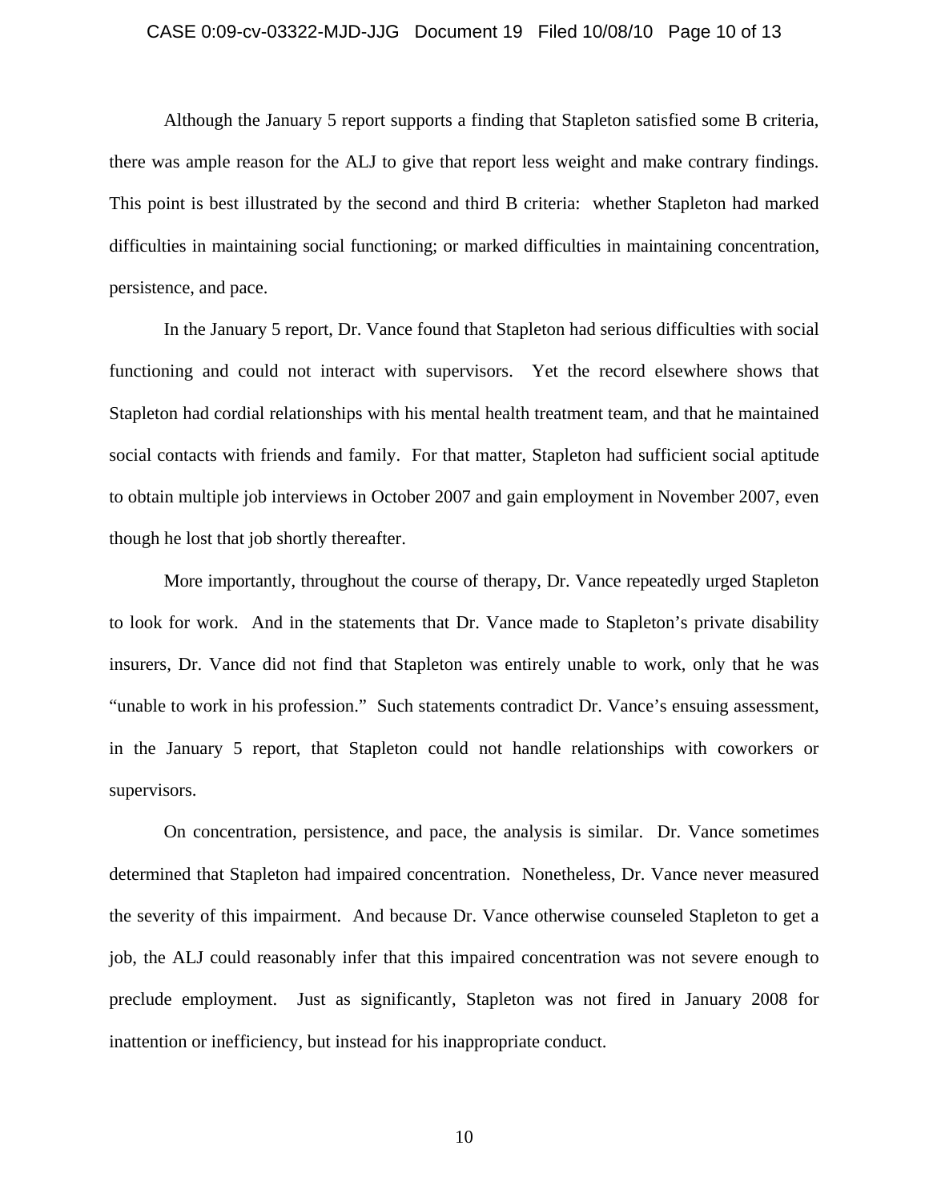Although the January 5 report supports a finding that Stapleton satisfied some B criteria, there was ample reason for the ALJ to give that report less weight and make contrary findings. This point is best illustrated by the second and third B criteria: whether Stapleton had marked difficulties in maintaining social functioning; or marked difficulties in maintaining concentration, persistence, and pace.

In the January 5 report, Dr. Vance found that Stapleton had serious difficulties with social functioning and could not interact with supervisors. Yet the record elsewhere shows that Stapleton had cordial relationships with his mental health treatment team, and that he maintained social contacts with friends and family. For that matter, Stapleton had sufficient social aptitude to obtain multiple job interviews in October 2007 and gain employment in November 2007, even though he lost that job shortly thereafter.

More importantly, throughout the course of therapy, Dr. Vance repeatedly urged Stapleton to look for work. And in the statements that Dr. Vance made to Stapleton's private disability insurers, Dr. Vance did not find that Stapleton was entirely unable to work, only that he was "unable to work in his profession." Such statements contradict Dr. Vance's ensuing assessment, in the January 5 report, that Stapleton could not handle relationships with coworkers or supervisors.

On concentration, persistence, and pace, the analysis is similar. Dr. Vance sometimes determined that Stapleton had impaired concentration. Nonetheless, Dr. Vance never measured the severity of this impairment. And because Dr. Vance otherwise counseled Stapleton to get a job, the ALJ could reasonably infer that this impaired concentration was not severe enough to preclude employment. Just as significantly, Stapleton was not fired in January 2008 for inattention or inefficiency, but instead for his inappropriate conduct.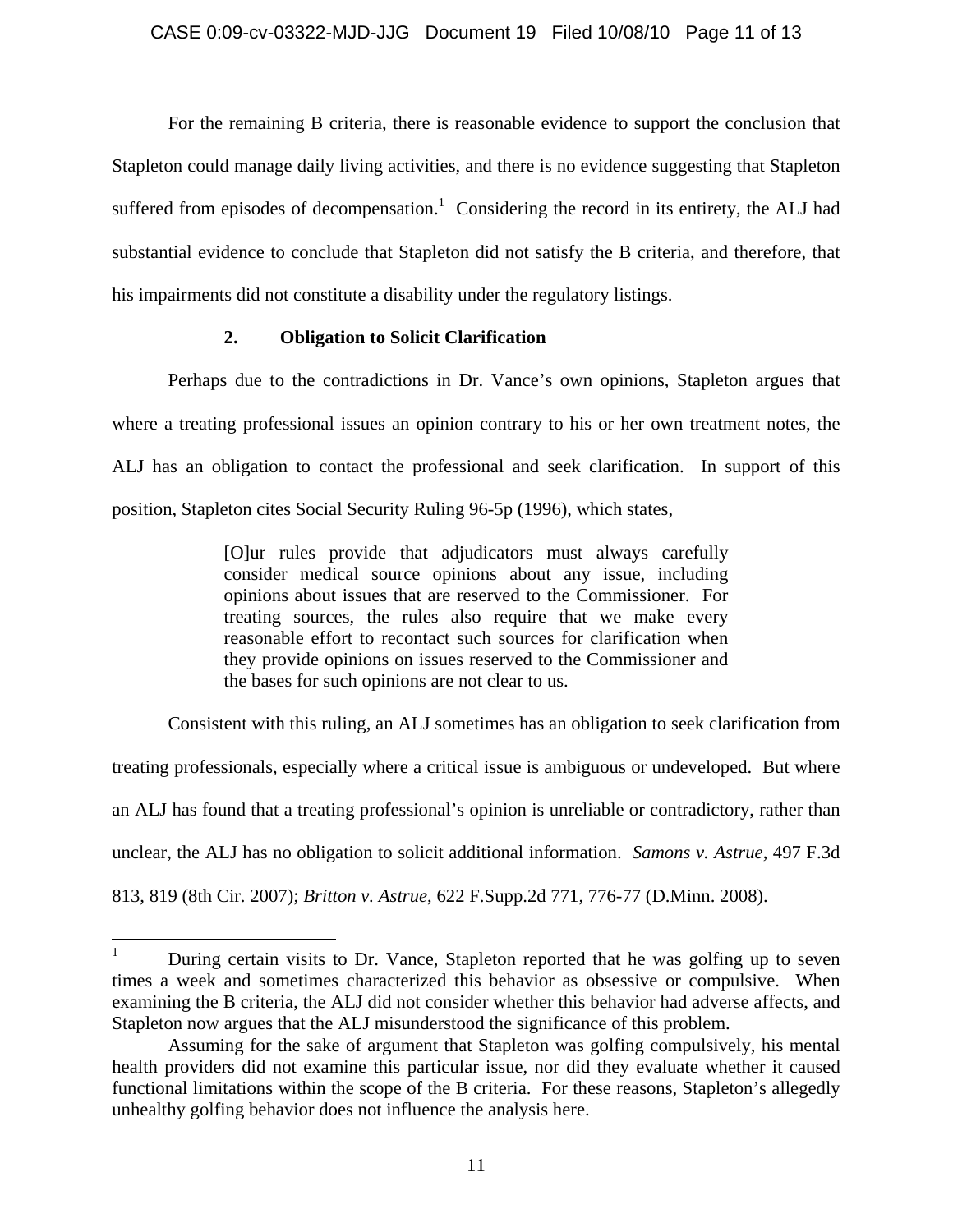For the remaining B criteria, there is reasonable evidence to support the conclusion that Stapleton could manage daily living activities, and there is no evidence suggesting that Stapleton suffered from episodes of decompensation.[1] Considering the record in its entirety, the ALJ had substantial evidence to conclude that Stapleton did not satisfy the B criteria, and therefore, that his impairments did not constitute a disability under the regulatory listings.

**2. Obligation to Solicit Clarification**

Perhaps due to the contradictions in Dr. Vance's own opinions, Stapleton argues that where a treating professional issues an opinion contrary to his or her own treatment notes, the ALJ has an obligation to contact the professional and seek clarification. In support of this position, Stapleton cites Social Security Ruling 96-5p (1996), which states,

> [O]ur rules provide that adjudicators must always carefully consider medical source opinions about any issue, including opinions about issues that are reserved to the Commissioner. For treating sources, the rules also require that we make every reasonable effort to recontact such sources for clarification when they provide opinions on issues reserved to the Commissioner and the bases for such opinions are not clear to us.

Consistent with this ruling, an ALJ sometimes has an obligation to seek clarification from treating professionals, especially where a critical issue is ambiguous or undeveloped. But where an ALJ has found that a treating professional's opinion is unreliable or contradictory, rather than unclear, the ALJ has no obligation to solicit additional information. *Samons v. Astrue*, 497 F.3d 813, 819 (8th Cir. 2007); *Britton v. Astrue*, 622 F.Supp.2d 771, 776-77 (D.Minn. 2008).

---

[1] During certain visits to Dr. Vance, Stapleton reported that he was golfing up to seven times a week and sometimes characterized this behavior as obsessive or compulsive. When examining the B criteria, the ALJ did not consider whether this behavior had adverse affects, and Stapleton now argues that the ALJ misunderstood the significance of this problem.

Assuming for the sake of argument that Stapleton was golfing compulsively, his mental health providers did not examine this particular issue, nor did they evaluate whether it caused functional limitations within the scope of the B criteria. For these reasons, Stapleton's allegedly unhealthy golfing behavior does not influence the analysis here.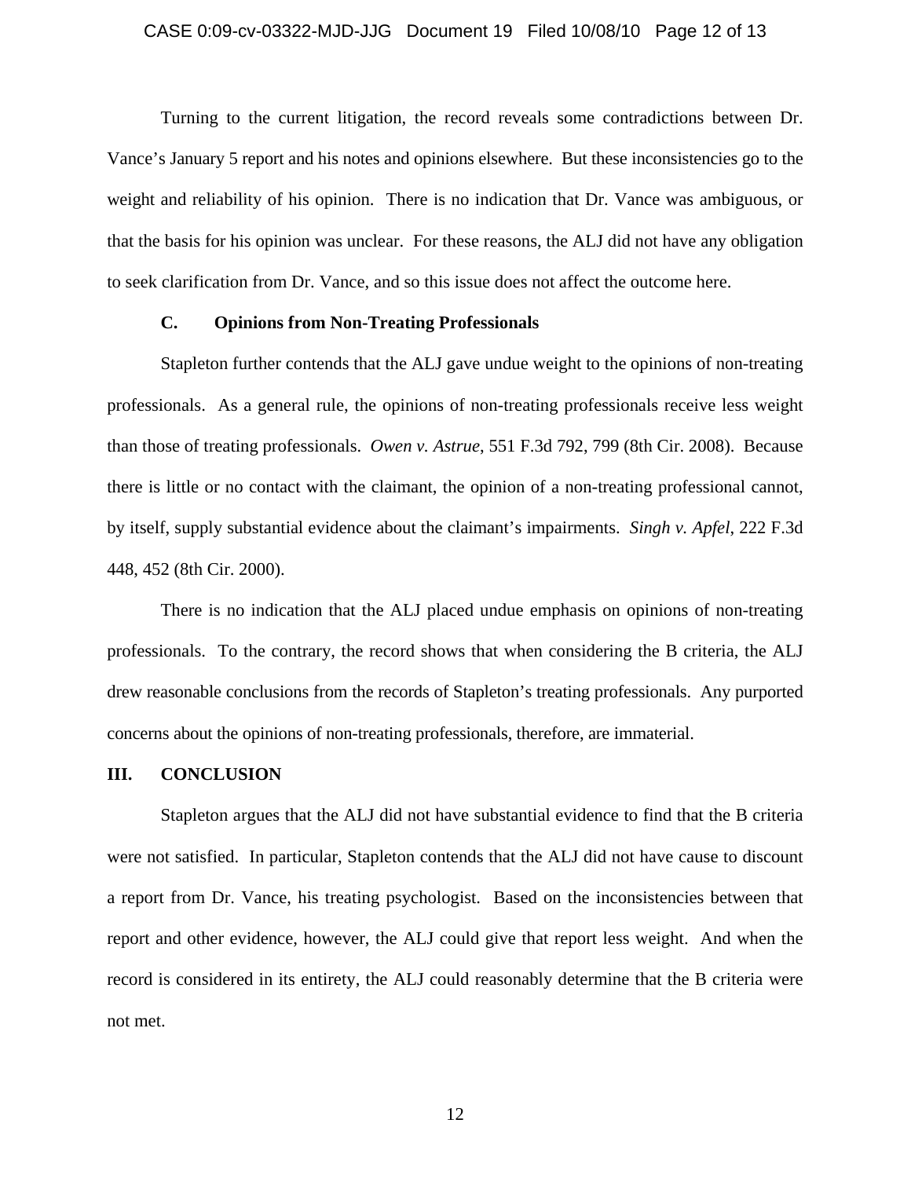Turning to the current litigation, the record reveals some contradictions between Dr. Vance's January 5 report and his notes and opinions elsewhere. But these inconsistencies go to the weight and reliability of his opinion. There is no indication that Dr. Vance was ambiguous, or that the basis for his opinion was unclear. For these reasons, the ALJ did not have any obligation to seek clarification from Dr. Vance, and so this issue does not affect the outcome here.

### C. Opinions from Non-Treating Professionals

Stapleton further contends that the ALJ gave undue weight to the opinions of non-treating professionals. As a general rule, the opinions of non-treating professionals receive less weight than those of treating professionals. *Owen v. Astrue*, 551 F.3d 792, 799 (8th Cir. 2008). Because there is little or no contact with the claimant, the opinion of a non-treating professional cannot, by itself, supply substantial evidence about the claimant's impairments. *Singh v. Apfel*, 222 F.3d 448, 452 (8th Cir. 2000).

There is no indication that the ALJ placed undue emphasis on opinions of non-treating professionals. To the contrary, the record shows that when considering the B criteria, the ALJ drew reasonable conclusions from the records of Stapleton's treating professionals. Any purported concerns about the opinions of non-treating professionals, therefore, are immaterial.

## III. CONCLUSION

Stapleton argues that the ALJ did not have substantial evidence to find that the B criteria were not satisfied. In particular, Stapleton contends that the ALJ did not have cause to discount a report from Dr. Vance, his treating psychologist. Based on the inconsistencies between that report and other evidence, however, the ALJ could give that report less weight. And when the record is considered in its entirety, the ALJ could reasonably determine that the B criteria were not met.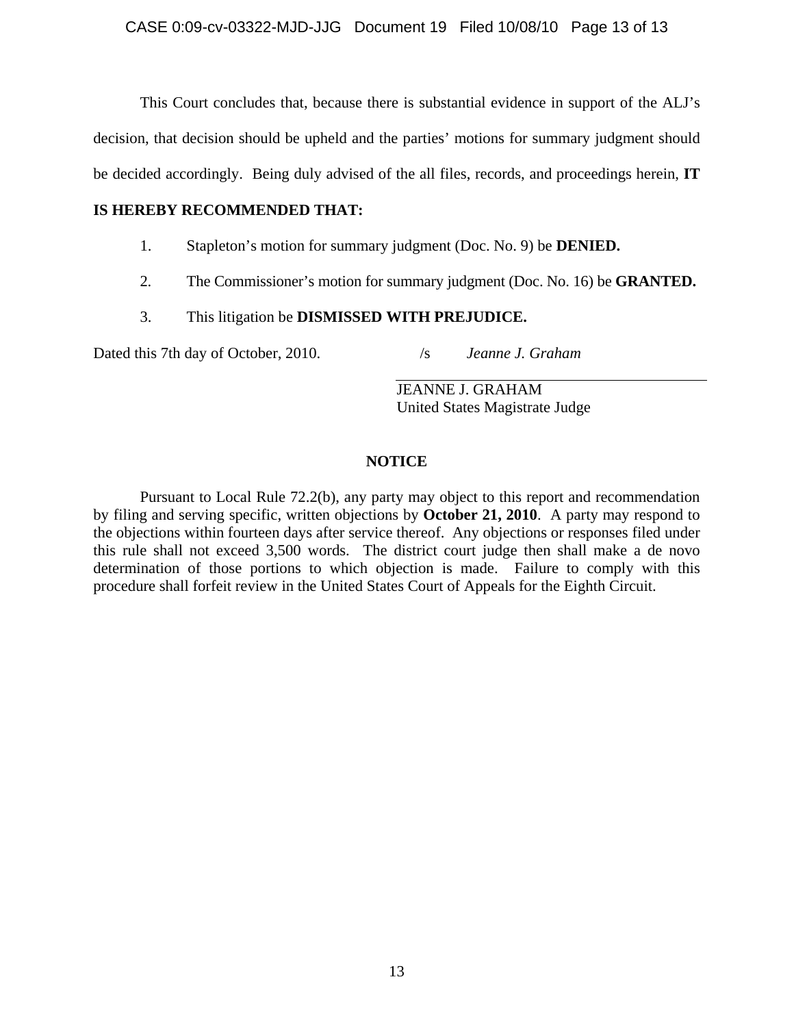This Court concludes that, because there is substantial evidence in support of the ALJ's decision, that decision should be upheld and the parties' motions for summary judgment should be decided accordingly. Being duly advised of the all files, records, and proceedings herein, **IT IS HEREBY RECOMMENDED THAT:**

1. Stapleton's motion for summary judgment (Doc. No. 9) be **DENIED.**

2. The Commissioner's motion for summary judgment (Doc. No. 16) be **GRANTED.**

3. This litigation be **DISMISSED WITH PREJUDICE.**

Dated this 7th day of October, 2010. /s *Jeanne J. Graham*

JEANNE J. GRAHAM
United States Magistrate Judge

**NOTICE**

Pursuant to Local Rule 72.2(b), any party may object to this report and recommendation by filing and serving specific, written objections by **October 21, 2010**. A party may respond to the objections within fourteen days after service thereof. Any objections or responses filed under this rule shall not exceed 3,500 words. The district court judge then shall make a de novo determination of those portions to which objection is made. Failure to comply with this procedure shall forfeit review in the United States Court of Appeals for the Eighth Circuit.